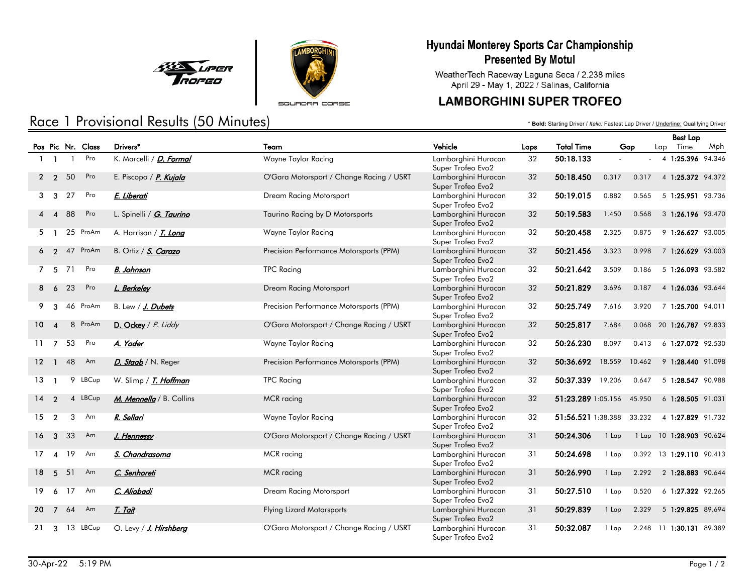# Hyundai Monterey Sports Car Championship
## Presented By Motul

WeatherTech Raceway Laguna Seca / 2.238 miles
April 29 - May 1, 2022 / Salinas, California

## LAMBORGHINI SUPER TROFEO

# Race 1 Provisional Results (50 Minutes)

\* **Bold:** Starting Driver / *Italic:* Fastest Lap Driver / Underline: Qualifying Driver

| Pos | Pic | Nr. | Class | Drivers* | Team | Vehicle | Laps | Total Time | Gap | | Best Lap Lap | Best Lap Time | Mph |
|---|---|---|---|---|---|---|---|---|---|---|---|---|---|
| 1 | 1 | 1 | Pro | K. Marcelli / ***D. Formal*** | Wayne Taylor Racing | Lamborghini Huracan Super Trofeo Evo2 | 32 | **50:18.133** | - | - | 4 | **1:25.396** | 94.346 |
| 2 | 2 | 50 | Pro | E. Piscopo / ***P. Kujala*** | O'Gara Motorsport / Change Racing / USRT | Lamborghini Huracan Super Trofeo Evo2 | 32 | **50:18.450** | 0.317 | 0.317 | 4 | **1:25.372** | 94.372 |
| 3 | 3 | 27 | Pro | ***E. Liberati*** | Dream Racing Motorsport | Lamborghini Huracan Super Trofeo Evo2 | 32 | **50:19.015** | 0.882 | 0.565 | 5 | **1:25.951** | 93.736 |
| 4 | 4 | 88 | Pro | L. Spinelli / ***G. Taurino*** | Taurino Racing by D Motorsports | Lamborghini Huracan Super Trofeo Evo2 | 32 | **50:19.583** | 1.450 | 0.568 | 3 | **1:26.196** | 93.470 |
| 5 | 1 | 25 | ProAm | A. Harrison / ***T. Long*** | Wayne Taylor Racing | Lamborghini Huracan Super Trofeo Evo2 | 32 | **50:20.458** | 2.325 | 0.875 | 9 | **1:26.627** | 93.005 |
| 6 | 2 | 47 | ProAm | B. Ortiz / ***S. Carazo*** | Precision Performance Motorsports (PPM) | Lamborghini Huracan Super Trofeo Evo2 | 32 | **50:21.456** | 3.323 | 0.998 | 7 | **1:26.629** | 93.003 |
| 7 | 5 | 71 | Pro | ***B. Johnson*** | TPC Racing | Lamborghini Huracan Super Trofeo Evo2 | 32 | **50:21.642** | 3.509 | 0.186 | 5 | **1:26.093** | 93.582 |
| 8 | 6 | 23 | Pro | ***L. Berkeley*** | Dream Racing Motorsport | Lamborghini Huracan Super Trofeo Evo2 | 32 | **50:21.829** | 3.696 | 0.187 | 4 | **1:26.036** | 93.644 |
| 9 | 3 | 46 | ProAm | B. Lew / ***J. Dubets*** | Precision Performance Motorsports (PPM) | Lamborghini Huracan Super Trofeo Evo2 | 32 | **50:25.749** | 7.616 | 3.920 | 7 | **1:25.700** | 94.011 |
| 10 | 4 | 8 | ProAm | **D. Ockey** / *P. Liddy* | O'Gara Motorsport / Change Racing / USRT | Lamborghini Huracan Super Trofeo Evo2 | 32 | **50:25.817** | 7.684 | 0.068 | 20 | **1:26.787** | 92.833 |
| 11 | 7 | 53 | Pro | ***A. Yoder*** | Wayne Taylor Racing | Lamborghini Huracan Super Trofeo Evo2 | 32 | **50:26.230** | 8.097 | 0.413 | 6 | **1:27.072** | 92.530 |
| 12 | 1 | 48 | Am | ***D. Staab*** / N. Reger | Precision Performance Motorsports (PPM) | Lamborghini Huracan Super Trofeo Evo2 | 32 | **50:36.692** | 18.559 | 10.462 | 9 | **1:28.440** | 91.098 |
| 13 | 1 | 9 | LBCup | W. Slimp / ***T. Hoffman*** | TPC Racing | Lamborghini Huracan Super Trofeo Evo2 | 32 | **50:37.339** | 19.206 | 0.647 | 5 | **1:28.547** | 90.988 |
| 14 | 2 | 4 | LBCup | ***M. Mennella*** / B. Collins | MCR racing | Lamborghini Huracan Super Trofeo Evo2 | 32 | **51:23.289** | 1:05.156 | 45.950 | 6 | **1:28.505** | 91.031 |
| 15 | 2 | 3 | Am | ***R. Sellari*** | Wayne Taylor Racing | Lamborghini Huracan Super Trofeo Evo2 | 32 | **51:56.521** | 1:38.388 | 33.232 | 4 | **1:27.829** | 91.732 |
| 16 | 3 | 33 | Am | ***J. Hennessy*** | O'Gara Motorsport / Change Racing / USRT | Lamborghini Huracan Super Trofeo Evo2 | 31 | **50:24.306** | 1 Lap | 1 Lap | 10 | **1:28.903** | 90.624 |
| 17 | 4 | 19 | Am | ***S. Chandrasoma*** | MCR racing | Lamborghini Huracan Super Trofeo Evo2 | 31 | **50:24.698** | 1 Lap | 0.392 | 13 | **1:29.110** | 90.413 |
| 18 | 5 | 51 | Am | ***C. Senhoreti*** | MCR racing | Lamborghini Huracan Super Trofeo Evo2 | 31 | **50:26.990** | 1 Lap | 2.292 | 2 | **1:28.883** | 90.644 |
| 19 | 6 | 17 | Am | ***C. Aliabadi*** | Dream Racing Motorsport | Lamborghini Huracan Super Trofeo Evo2 | 31 | **50:27.510** | 1 Lap | 0.520 | 6 | **1:27.322** | 92.265 |
| 20 | 7 | 64 | Am | ***T. Tait*** | Flying Lizard Motorsports | Lamborghini Huracan Super Trofeo Evo2 | 31 | **50:29.839** | 1 Lap | 2.329 | 5 | **1:29.825** | 89.694 |
| 21 | 3 | 13 | LBCup | O. Levy / ***J. Hirshberg*** | O'Gara Motorsport / Change Racing / USRT | Lamborghini Huracan Super Trofeo Evo2 | 31 | **50:32.087** | 1 Lap | 2.248 | 11 | **1:30.131** | 89.389 |

30-Apr-22 5:19 PM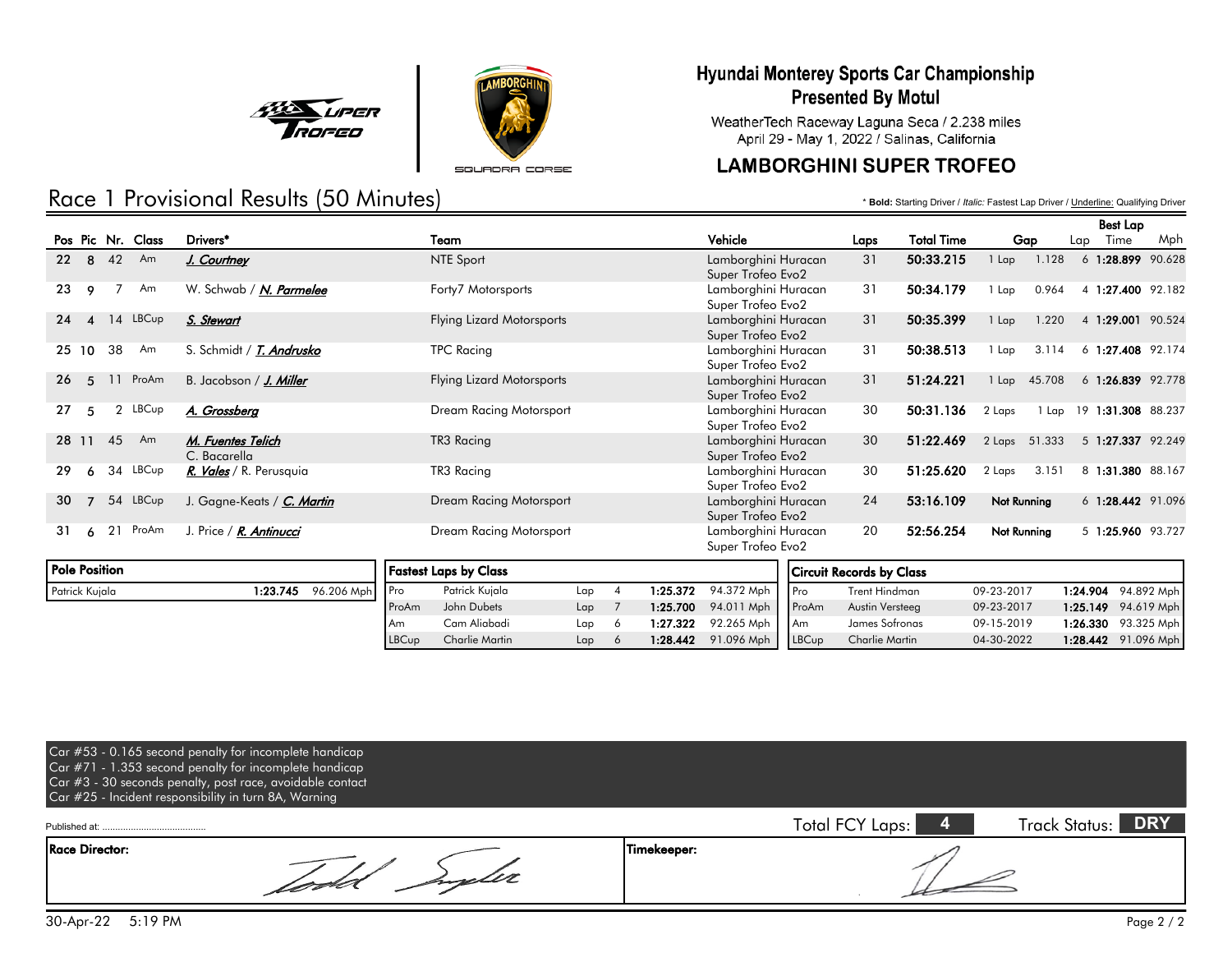# Hyundai Monterey Sports Car Championship
## Presented By Motul

WeatherTech Raceway Laguna Seca / 2.238 miles
April 29 - May 1, 2022 / Salinas, California

## LAMBORGHINI SUPER TROFEO

## Race 1 Provisional Results (50 Minutes)

\* **Bold:** Starting Driver / *Italic:* Fastest Lap Driver / Underline: Qualifying Driver

| Pos | Pic | Nr. | Class | Drivers* | Team | Vehicle | Laps | Total Time | Gap | | Best Lap Lap | Time | Mph |
|---|---|---|---|---|---|---|---|---|---|---|---|---|---|
| 22 | 8 | 42 | Am | *J. Courtney* | NTE Sport | Lamborghini Huracan Super Trofeo Evo2 | 31 | 50:33.215 | 1 Lap | 1.128 | 6 | 1:28.899 | 90.628 |
| 23 | 9 | 7 | Am | W. Schwab / *N. Parmelee* | Forty7 Motorsports | Lamborghini Huracan Super Trofeo Evo2 | 31 | 50:34.179 | 1 Lap | 0.964 | 4 | 1:27.400 | 92.182 |
| 24 | 4 | 14 | LBCup | *S. Stewart* | Flying Lizard Motorsports | Lamborghini Huracan Super Trofeo Evo2 | 31 | 50:35.399 | 1 Lap | 1.220 | 4 | 1:29.001 | 90.524 |
| 25 | 10 | 38 | Am | S. Schmidt / *T. Andrusko* | TPC Racing | Lamborghini Huracan Super Trofeo Evo2 | 31 | 50:38.513 | 1 Lap | 3.114 | 6 | 1:27.408 | 92.174 |
| 26 | 5 | 11 | ProAm | B. Jacobson / *J. Miller* | Flying Lizard Motorsports | Lamborghini Huracan Super Trofeo Evo2 | 31 | 51:24.221 | 1 Lap | 45.708 | 6 | 1:26.839 | 92.778 |
| 27 | 5 | 2 | LBCup | *A. Grossberg* | Dream Racing Motorsport | Lamborghini Huracan Super Trofeo Evo2 | 30 | 50:31.136 | 2 Laps | 1 Lap | 19 | 1:31.308 | 88.237 |
| 28 | 11 | 45 | Am | *M. Fuentes Telich* / C. Bacarella | TR3 Racing | Lamborghini Huracan Super Trofeo Evo2 | 30 | 51:22.469 | 2 Laps | 51.333 | 5 | 1:27.337 | 92.249 |
| 29 | 6 | 34 | LBCup | *R. Vales* / R. Perusquia | TR3 Racing | Lamborghini Huracan Super Trofeo Evo2 | 30 | 51:25.620 | 2 Laps | 3.151 | 8 | 1:31.380 | 88.167 |
| 30 | 7 | 54 | LBCup | J. Gagne-Keats / *C. Martin* | Dream Racing Motorsport | Lamborghini Huracan Super Trofeo Evo2 | 24 | 53:16.109 | Not Running | | 6 | 1:28.442 | 91.096 |
| 31 | 6 | 21 | ProAm | J. Price / *R. Antinucci* | Dream Racing Motorsport | Lamborghini Huracan Super Trofeo Evo2 | 20 | 52:56.254 | Not Running | | 5 | 1:25.960 | 93.727 |

| Pole Position | | |
|---|---|---|
| Patrick Kujala | 1:23.745 | 96.206 Mph |

| Fastest Laps by Class | | | | | |
|---|---|---|---|---|---|
| Pro | Patrick Kujala | Lap | 4 | 1:25.372 | 94.372 Mph |
| ProAm | John Dubets | Lap | 7 | 1:25.700 | 94.011 Mph |
| Am | Cam Aliabadi | Lap | 6 | 1:27.322 | 92.265 Mph |
| LBCup | Charlie Martin | Lap | 6 | 1:28.442 | 91.096 Mph |

| Circuit Records by Class | | | | |
|---|---|---|---|---|
| Pro | Trent Hindman | 09-23-2017 | 1:24.904 | 94.892 Mph |
| ProAm | Austin Versteeg | 09-23-2017 | 1:25.149 | 94.619 Mph |
| Am | James Sofronas | 09-15-2019 | 1:26.330 | 93.325 Mph |
| LBCup | Charlie Martin | 04-30-2022 | 1:28.442 | 91.096 Mph |

Car #53 - 0.165 second penalty for incomplete handicap
Car #71 - 1.353 second penalty for incomplete handicap
Car #3 - 30 seconds penalty, post race, avoidable contact
Car #25 - Incident responsibility in turn 8A, Warning

Published at: ........................................

Total FCY Laps: 4 Track Status: DRY

**Race Director:**

**Timekeeper:**

30-Apr-22 5:19 PM